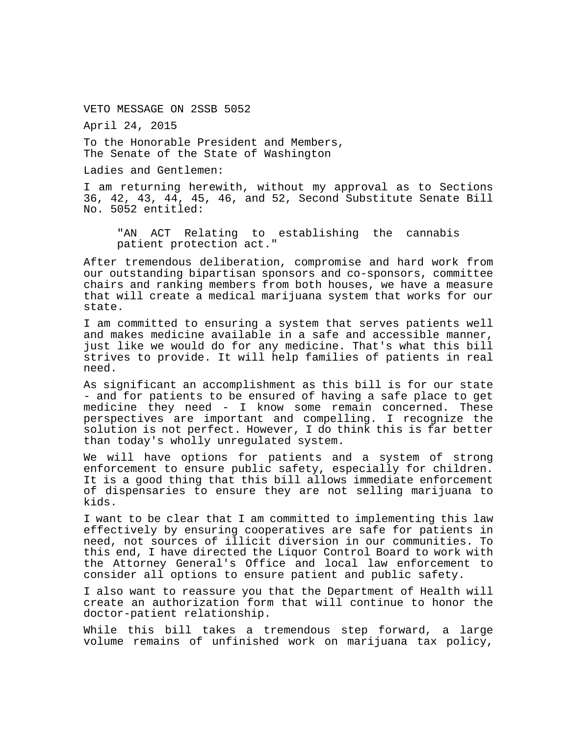VETO MESSAGE ON 2SSB 5052

April 24, 2015

To the Honorable President and Members,
The Senate of the State of Washington

Ladies and Gentlemen:

I am returning herewith, without my approval as to Sections 36, 42, 43, 44, 45, 46, and 52, Second Substitute Senate Bill No. 5052 entitled:

> "AN ACT Relating to establishing the cannabis patient protection act."

After tremendous deliberation, compromise and hard work from our outstanding bipartisan sponsors and co-sponsors, committee chairs and ranking members from both houses, we have a measure that will create a medical marijuana system that works for our state.

I am committed to ensuring a system that serves patients well and makes medicine available in a safe and accessible manner, just like we would do for any medicine. That's what this bill strives to provide. It will help families of patients in real need.

As significant an accomplishment as this bill is for our state - and for patients to be ensured of having a safe place to get medicine they need - I know some remain concerned. These perspectives are important and compelling. I recognize the solution is not perfect. However, I do think this is far better than today's wholly unregulated system.

We will have options for patients and a system of strong enforcement to ensure public safety, especially for children. It is a good thing that this bill allows immediate enforcement of dispensaries to ensure they are not selling marijuana to kids.

I want to be clear that I am committed to implementing this law effectively by ensuring cooperatives are safe for patients in need, not sources of illicit diversion in our communities. To this end, I have directed the Liquor Control Board to work with the Attorney General's Office and local law enforcement to consider all options to ensure patient and public safety.

I also want to reassure you that the Department of Health will create an authorization form that will continue to honor the doctor-patient relationship.

While this bill takes a tremendous step forward, a large volume remains of unfinished work on marijuana tax policy,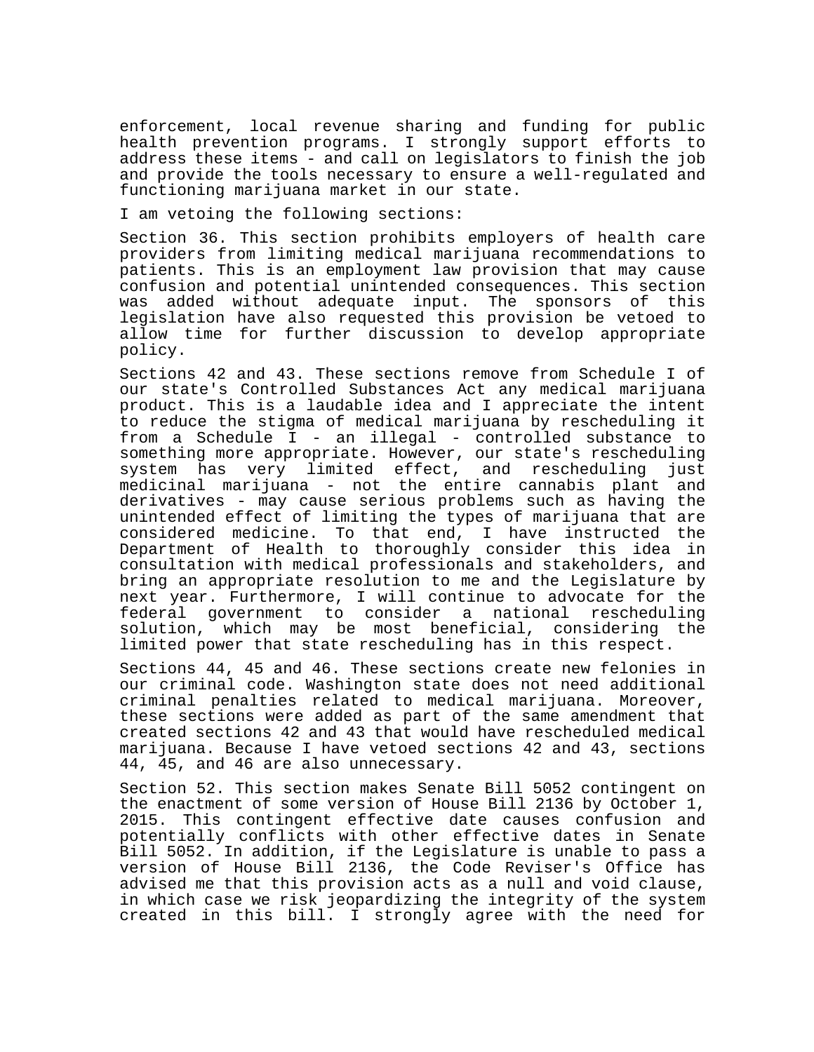enforcement, local revenue sharing and funding for public health prevention programs. I strongly support efforts to address these items - and call on legislators to finish the job and provide the tools necessary to ensure a well-regulated and functioning marijuana market in our state.

I am vetoing the following sections:

Section 36. This section prohibits employers of health care providers from limiting medical marijuana recommendations to patients. This is an employment law provision that may cause confusion and potential unintended consequences. This section was added without adequate input. The sponsors of this legislation have also requested this provision be vetoed to allow time for further discussion to develop appropriate policy.

Sections 42 and 43. These sections remove from Schedule I of our state's Controlled Substances Act any medical marijuana product. This is a laudable idea and I appreciate the intent to reduce the stigma of medical marijuana by rescheduling it from a Schedule I - an illegal - controlled substance to something more appropriate. However, our state's rescheduling system has very limited effect, and rescheduling just medicinal marijuana - not the entire cannabis plant and derivatives - may cause serious problems such as having the unintended effect of limiting the types of marijuana that are considered medicine. To that end, I have instructed the Department of Health to thoroughly consider this idea in consultation with medical professionals and stakeholders, and bring an appropriate resolution to me and the Legislature by next year. Furthermore, I will continue to advocate for the federal government to consider a national rescheduling solution, which may be most beneficial, considering the limited power that state rescheduling has in this respect.

Sections 44, 45 and 46. These sections create new felonies in our criminal code. Washington state does not need additional criminal penalties related to medical marijuana. Moreover, these sections were added as part of the same amendment that created sections 42 and 43 that would have rescheduled medical marijuana. Because I have vetoed sections 42 and 43, sections 44, 45, and 46 are also unnecessary.

Section 52. This section makes Senate Bill 5052 contingent on the enactment of some version of House Bill 2136 by October 1, 2015. This contingent effective date causes confusion and potentially conflicts with other effective dates in Senate Bill 5052. In addition, if the Legislature is unable to pass a version of House Bill 2136, the Code Reviser's Office has advised me that this provision acts as a null and void clause, in which case we risk jeopardizing the integrity of the system created in this bill. I strongly agree with the need for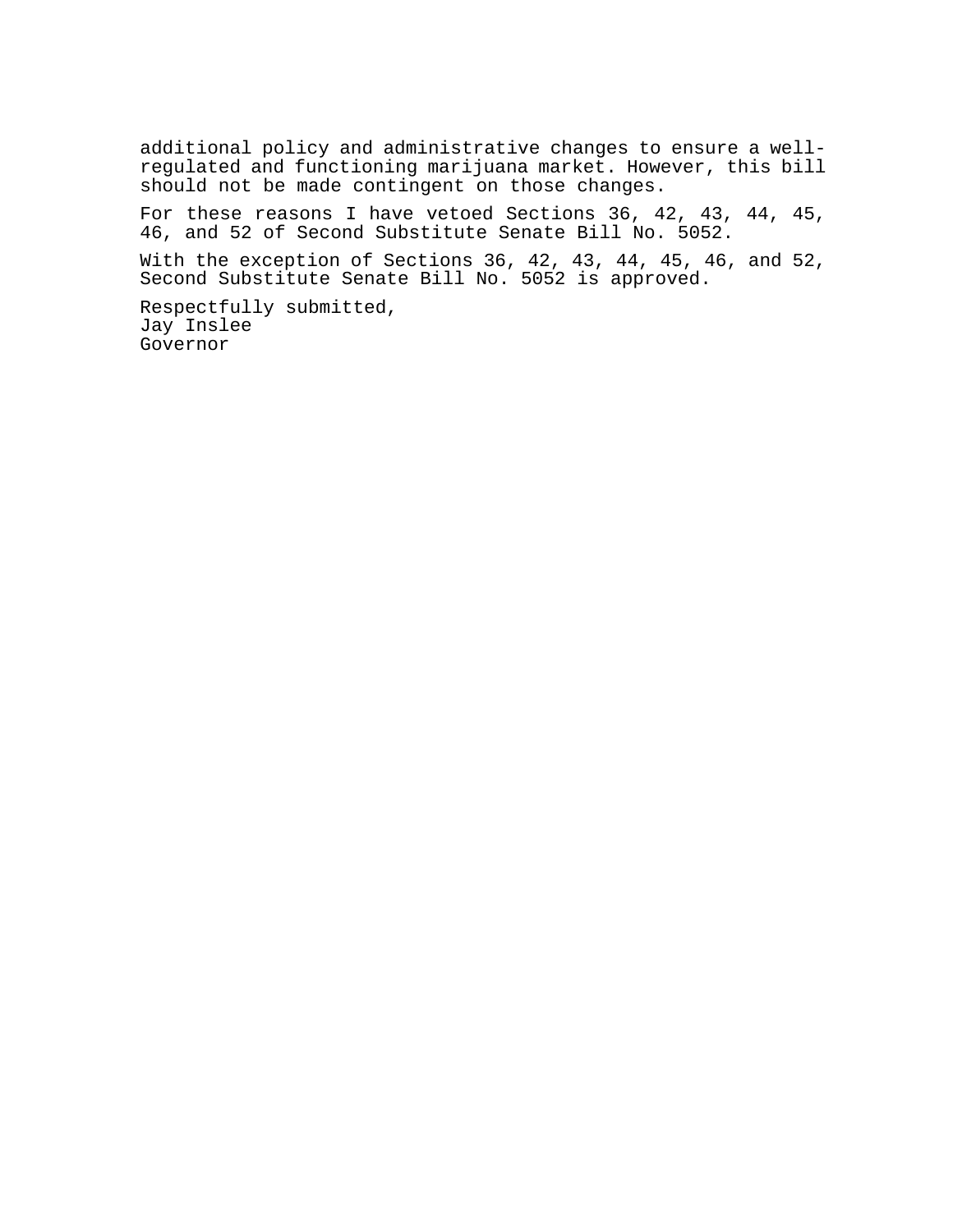additional policy and administrative changes to ensure a well-regulated and functioning marijuana market. However, this bill should not be made contingent on those changes.

For these reasons I have vetoed Sections 36, 42, 43, 44, 45, 46, and 52 of Second Substitute Senate Bill No. 5052.

With the exception of Sections 36, 42, 43, 44, 45, 46, and 52, Second Substitute Senate Bill No. 5052 is approved.

Respectfully submitted,
Jay Inslee
Governor